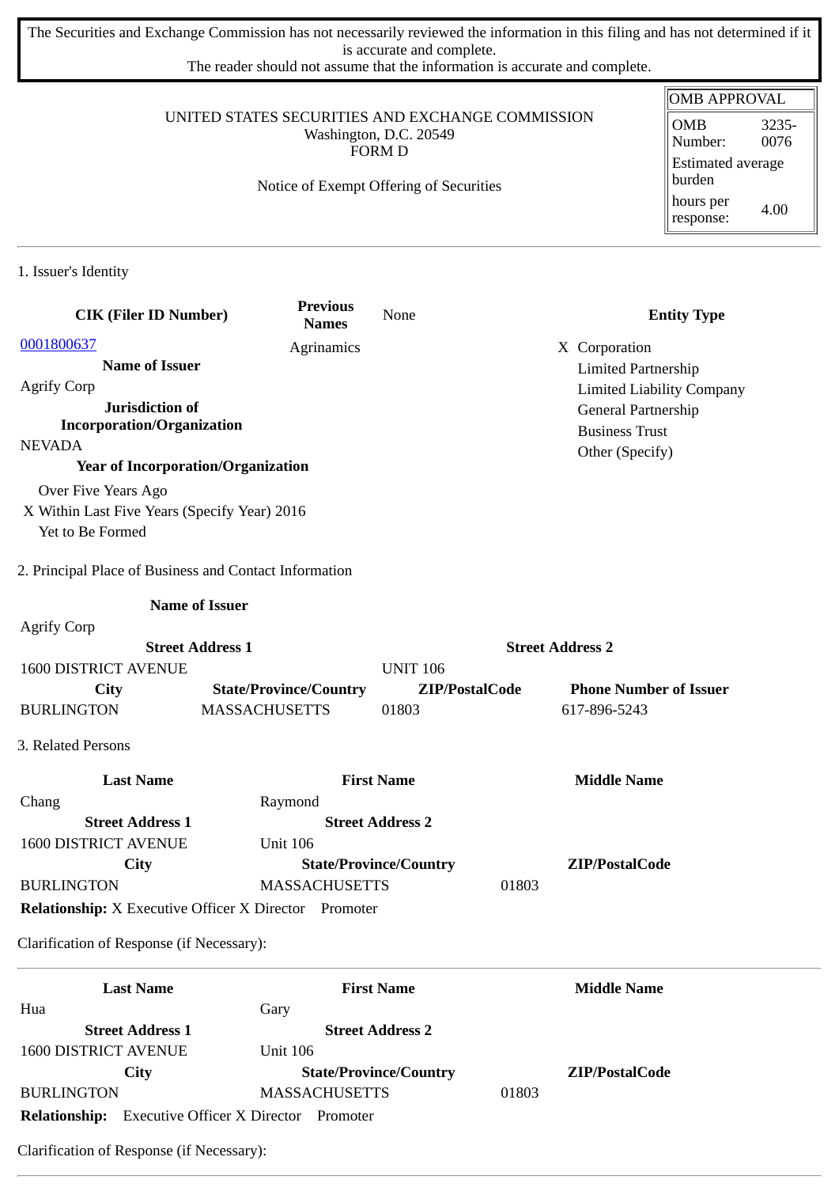The Securities and Exchange Commission has not necessarily reviewed the information in this filing and has not determined if it is accurate and complete.
The reader should not assume that the information is accurate and complete.

| OMB APPROVAL | |
|---|---|
| OMB Number: | 3235-0076 |
| Estimated average burden | |
| hours per response: | 4.00 |

UNITED STATES SECURITIES AND EXCHANGE COMMISSION
Washington, D.C. 20549
FORM D

Notice of Exempt Offering of Securities

## 1. Issuer's Identity

| CIK (Filer ID Number) | Previous Names | None | Entity Type |
|---|---|---|---|
| 0001800637 | Agrinamics | | X Corporation |
| **Name of Issuer** | | | Limited Partnership |
| Agrify Corp | | | Limited Liability Company |
| **Jurisdiction of Incorporation/Organization** | | | General Partnership |
| NEVADA | | | Business Trust |
| | | | Other (Specify) |

**Year of Incorporation/Organization**

Over Five Years Ago
X Within Last Five Years (Specify Year) 2016
Yet to Be Formed

## 2. Principal Place of Business and Contact Information

| Name of Issuer | | | |
|---|---|---|---|
| Agrify Corp | | | |
| **Street Address 1** | | **Street Address 2** | |
| 1600 DISTRICT AVENUE | | UNIT 106 | |
| **City** | **State/Province/Country** | **ZIP/PostalCode** | **Phone Number of Issuer** |
| BURLINGTON | MASSACHUSETTS | 01803 | 617-896-5243 |

## 3. Related Persons

| Last Name | First Name | Middle Name |
|---|---|---|
| Chang | Raymond | |
| **Street Address 1** | **Street Address 2** | |
| 1600 DISTRICT AVENUE | Unit 106 | |
| **City** | **State/Province/Country** | **ZIP/PostalCode** |
| BURLINGTON | MASSACHUSETTS | 01803 |

**Relationship:** X Executive Officer X Director Promoter

Clarification of Response (if Necessary):

---

| Last Name | First Name | Middle Name |
|---|---|---|
| Hua | Gary | |
| **Street Address 1** | **Street Address 2** | |
| 1600 DISTRICT AVENUE | Unit 106 | |
| **City** | **State/Province/Country** | **ZIP/PostalCode** |
| BURLINGTON | MASSACHUSETTS | 01803 |

**Relationship:** Executive Officer X Director Promoter

Clarification of Response (if Necessary):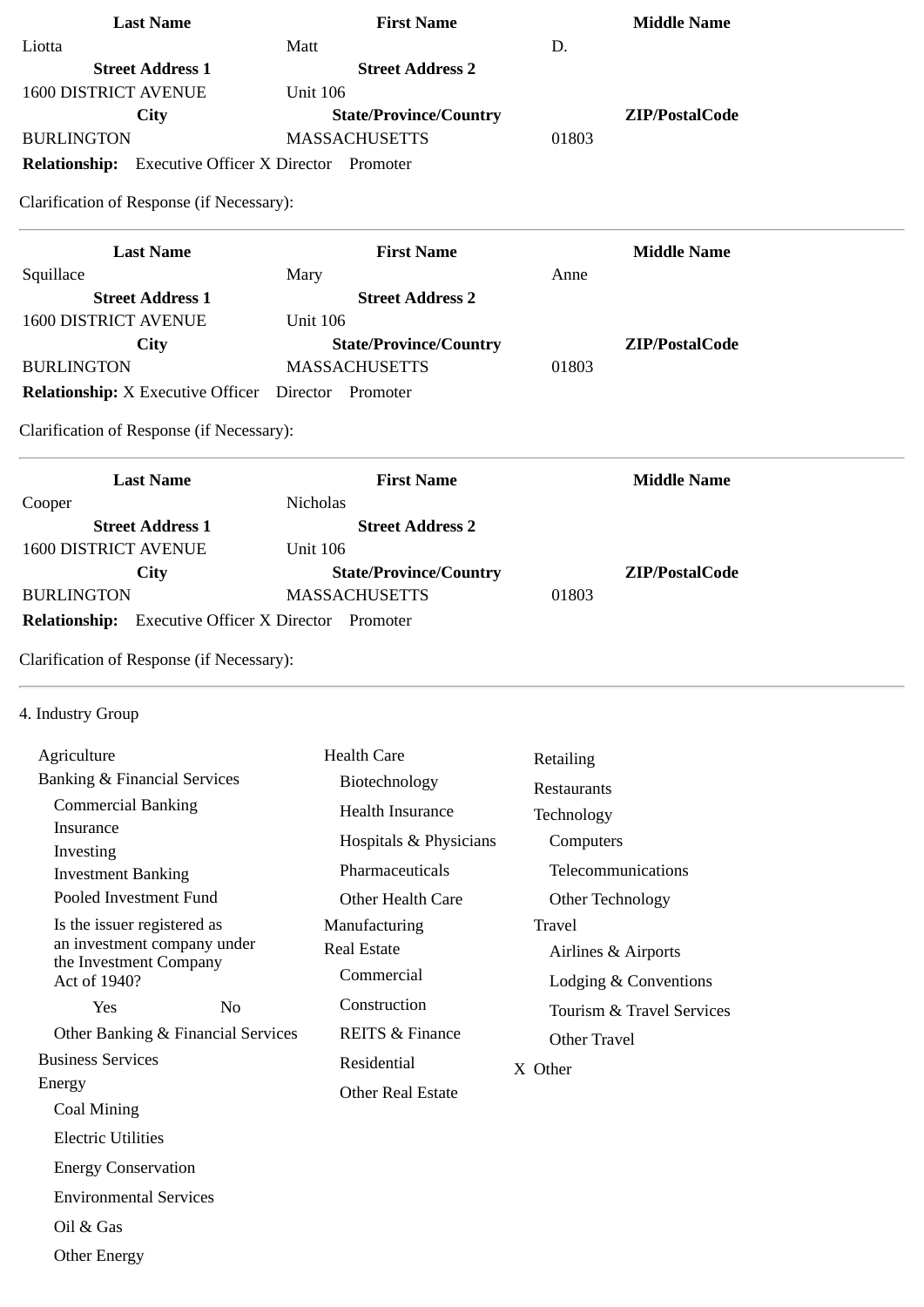| Last Name | First Name | Middle Name |
| --- | --- | --- |
| Liotta | Matt | D. |
| **Street Address 1** | **Street Address 2** | |
| 1600 DISTRICT AVENUE | Unit 106 | |
| **City** | **State/Province/Country** | **ZIP/PostalCode** |
| BURLINGTON | MASSACHUSETTS | 01803 |

**Relationship:** Executive Officer X Director Promoter

Clarification of Response (if Necessary):

---

| Last Name | First Name | Middle Name |
| --- | --- | --- |
| Squillace | Mary | Anne |
| **Street Address 1** | **Street Address 2** | |
| 1600 DISTRICT AVENUE | Unit 106 | |
| **City** | **State/Province/Country** | **ZIP/PostalCode** |
| BURLINGTON | MASSACHUSETTS | 01803 |

**Relationship:** X Executive Officer Director Promoter

Clarification of Response (if Necessary):

---

| Last Name | First Name | Middle Name |
| --- | --- | --- |
| Cooper | Nicholas | |
| **Street Address 1** | **Street Address 2** | |
| 1600 DISTRICT AVENUE | Unit 106 | |
| **City** | **State/Province/Country** | **ZIP/PostalCode** |
| BURLINGTON | MASSACHUSETTS | 01803 |

**Relationship:** Executive Officer X Director Promoter

Clarification of Response (if Necessary):

---

4. Industry Group

- Agriculture
- Banking & Financial Services
  - Commercial Banking
  - Insurance
  - Investing
  - Investment Banking
  - Pooled Investment Fund
  - Is the issuer registered as an investment company under the Investment Company Act of 1940?
    - Yes
    - No
  - Other Banking & Financial Services
- Business Services
- Energy
  - Coal Mining
  - Electric Utilities
  - Energy Conservation
  - Environmental Services
  - Oil & Gas
  - Other Energy
- Health Care
  - Biotechnology
  - Health Insurance
  - Hospitals & Physicians
  - Pharmaceuticals
  - Other Health Care
- Manufacturing
- Real Estate
  - Commercial
  - Construction
  - REITS & Finance
  - Residential
  - Other Real Estate
- Retailing
- Restaurants
- Technology
  - Computers
  - Telecommunications
  - Other Technology
- Travel
  - Airlines & Airports
  - Lodging & Conventions
  - Tourism & Travel Services
  - Other Travel
- X Other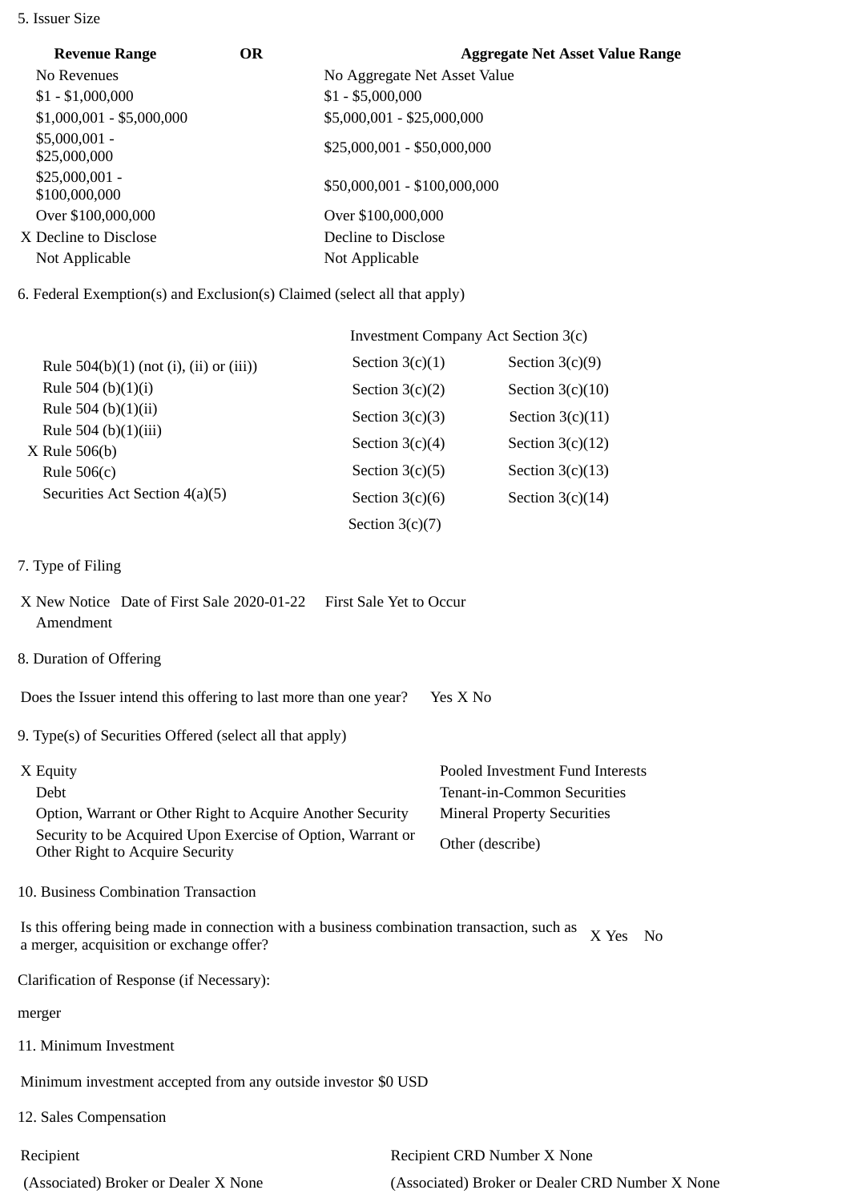5. Issuer Size

| Revenue Range | OR | Aggregate Net Asset Value Range |
|---|---|---|
| No Revenues | | No Aggregate Net Asset Value |
| $1 - $1,000,000 | | $1 - $5,000,000 |
| $1,000,001 - $5,000,000 | | $5,000,001 - $25,000,000 |
| $5,000,001 - $25,000,000 | | $25,000,001 - $50,000,000 |
| $25,000,001 - $100,000,000 | | $50,000,001 - $100,000,000 |
| Over $100,000,000 | | Over $100,000,000 |
| X Decline to Disclose | | Decline to Disclose |
| Not Applicable | | Not Applicable |

6. Federal Exemption(s) and Exclusion(s) Claimed (select all that apply)

| | Investment Company Act Section 3(c) | |
|---|---|---|
| Rule 504(b)(1) (not (i), (ii) or (iii)) | Section 3(c)(1) | Section 3(c)(9) |
| Rule 504 (b)(1)(i) | Section 3(c)(2) | Section 3(c)(10) |
| Rule 504 (b)(1)(ii) | Section 3(c)(3) | Section 3(c)(11) |
| Rule 504 (b)(1)(iii) | Section 3(c)(4) | Section 3(c)(12) |
| X Rule 506(b) | Section 3(c)(5) | Section 3(c)(13) |
| Rule 506(c) | Section 3(c)(6) | Section 3(c)(14) |
| Securities Act Section 4(a)(5) | Section 3(c)(7) | |

7. Type of Filing

X New Notice Date of First Sale 2020-01-22 First Sale Yet to Occur

Amendment

8. Duration of Offering

Does the Issuer intend this offering to last more than one year? Yes X No

9. Type(s) of Securities Offered (select all that apply)

| | |
|---|---|
| X Equity | Pooled Investment Fund Interests |
| Debt | Tenant-in-Common Securities |
| Option, Warrant or Other Right to Acquire Another Security | Mineral Property Securities |
| Security to be Acquired Upon Exercise of Option, Warrant or Other Right to Acquire Security | Other (describe) |

10. Business Combination Transaction

Is this offering being made in connection with a business combination transaction, such as a merger, acquisition or exchange offer? X Yes No

Clarification of Response (if Necessary):

merger

11. Minimum Investment

Minimum investment accepted from any outside investor $0 USD

12. Sales Compensation

| | |
|---|---|
| Recipient | Recipient CRD Number X None |
| (Associated) Broker or Dealer X None | (Associated) Broker or Dealer CRD Number X None |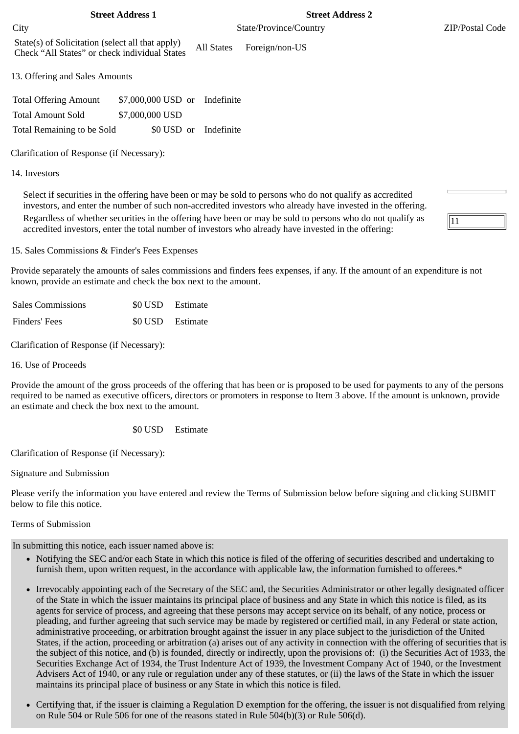| Street Address 1 | Street Address 2 | |
|---|---|---|
| City | State/Province/Country | ZIP/Postal Code |

State(s) of Solicitation (select all that apply)
Check "All States" or check individual States    All States    Foreign/non-US

13. Offering and Sales Amounts

| | | | |
|---|---|---|---|
| Total Offering Amount | $7,000,000 USD | or | Indefinite |
| Total Amount Sold | $7,000,000 USD | | |
| Total Remaining to be Sold | $0 USD | or | Indefinite |

Clarification of Response (if Necessary):

14. Investors

Select if securities in the offering have been or may be sold to persons who do not qualify as accredited investors, and enter the number of such non-accredited investors who already have invested in the offering.

Regardless of whether securities in the offering have been or may be sold to persons who do not qualify as accredited investors, enter the total number of investors who already have invested in the offering: 11

15. Sales Commissions & Finder's Fees Expenses

Provide separately the amounts of sales commissions and finders fees expenses, if any. If the amount of an expenditure is not known, provide an estimate and check the box next to the amount.

| | | |
|---|---|---|
| Sales Commissions | $0 USD | Estimate |
| Finders' Fees | $0 USD | Estimate |

Clarification of Response (if Necessary):

16. Use of Proceeds

Provide the amount of the gross proceeds of the offering that has been or is proposed to be used for payments to any of the persons required to be named as executive officers, directors or promoters in response to Item 3 above. If the amount is unknown, provide an estimate and check the box next to the amount.

$0 USD    Estimate

Clarification of Response (if Necessary):

Signature and Submission

Please verify the information you have entered and review the Terms of Submission below before signing and clicking SUBMIT below to file this notice.

Terms of Submission

In submitting this notice, each issuer named above is:

- Notifying the SEC and/or each State in which this notice is filed of the offering of securities described and undertaking to furnish them, upon written request, in the accordance with applicable law, the information furnished to offerees.*
- Irrevocably appointing each of the Secretary of the SEC and, the Securities Administrator or other legally designated officer of the State in which the issuer maintains its principal place of business and any State in which this notice is filed, as its agents for service of process, and agreeing that these persons may accept service on its behalf, of any notice, process or pleading, and further agreeing that such service may be made by registered or certified mail, in any Federal or state action, administrative proceeding, or arbitration brought against the issuer in any place subject to the jurisdiction of the United States, if the action, proceeding or arbitration (a) arises out of any activity in connection with the offering of securities that is the subject of this notice, and (b) is founded, directly or indirectly, upon the provisions of: (i) the Securities Act of 1933, the Securities Exchange Act of 1934, the Trust Indenture Act of 1939, the Investment Company Act of 1940, or the Investment Advisers Act of 1940, or any rule or regulation under any of these statutes, or (ii) the laws of the State in which the issuer maintains its principal place of business or any State in which this notice is filed.
- Certifying that, if the issuer is claiming a Regulation D exemption for the offering, the issuer is not disqualified from relying on Rule 504 or Rule 506 for one of the reasons stated in Rule 504(b)(3) or Rule 506(d).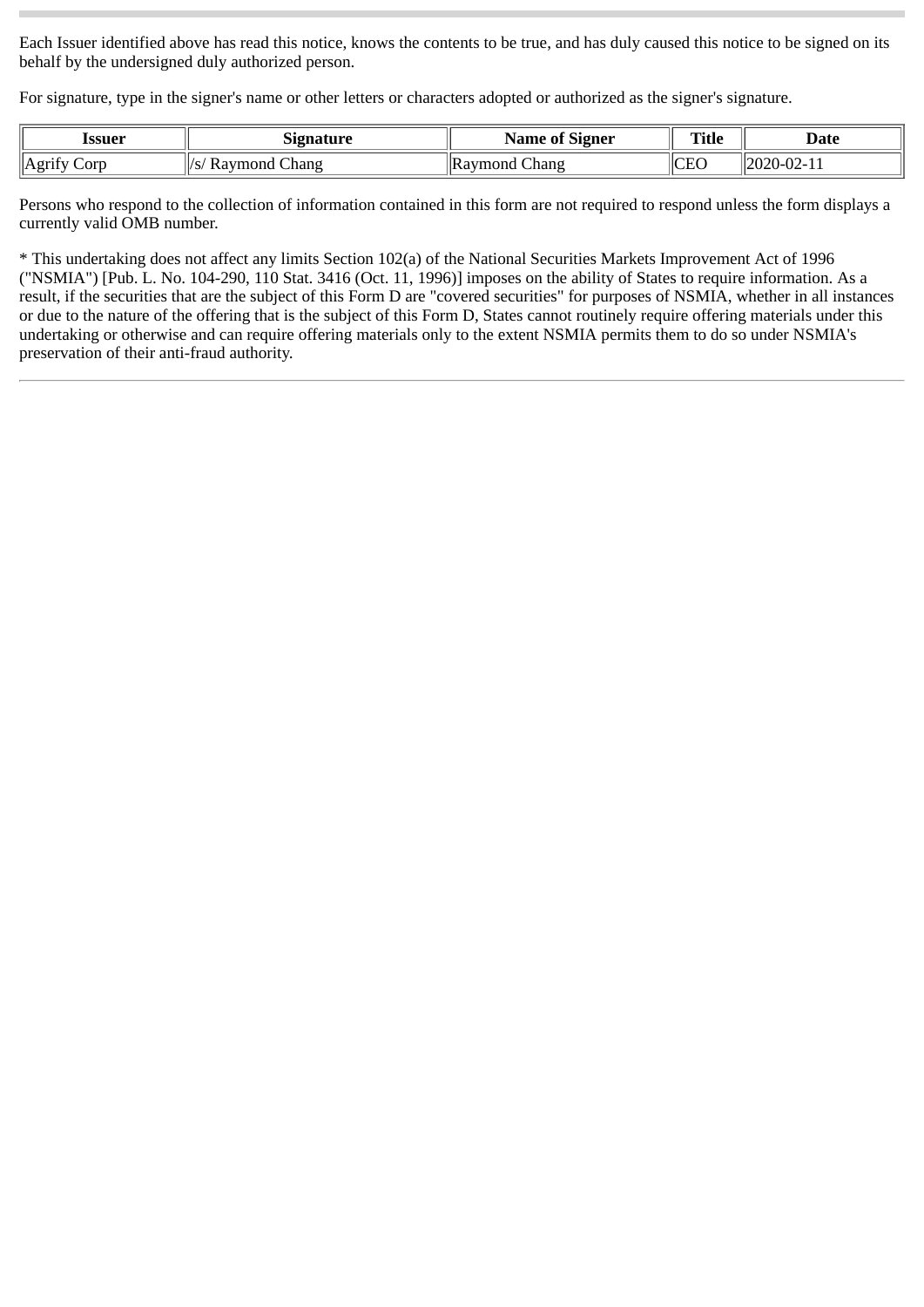Each Issuer identified above has read this notice, knows the contents to be true, and has duly caused this notice to be signed on its behalf by the undersigned duly authorized person.

For signature, type in the signer's name or other letters or characters adopted or authorized as the signer's signature.

| Issuer | Signature | Name of Signer | Title | Date |
|---|---|---|---|---|
| Agrify Corp | /s/ Raymond Chang | Raymond Chang | CEO | 2020-02-11 |

Persons who respond to the collection of information contained in this form are not required to respond unless the form displays a currently valid OMB number.

* This undertaking does not affect any limits Section 102(a) of the National Securities Markets Improvement Act of 1996 ("NSMIA") [Pub. L. No. 104-290, 110 Stat. 3416 (Oct. 11, 1996)] imposes on the ability of States to require information. As a result, if the securities that are the subject of this Form D are "covered securities" for purposes of NSMIA, whether in all instances or due to the nature of the offering that is the subject of this Form D, States cannot routinely require offering materials under this undertaking or otherwise and can require offering materials only to the extent NSMIA permits them to do so under NSMIA's preservation of their anti-fraud authority.